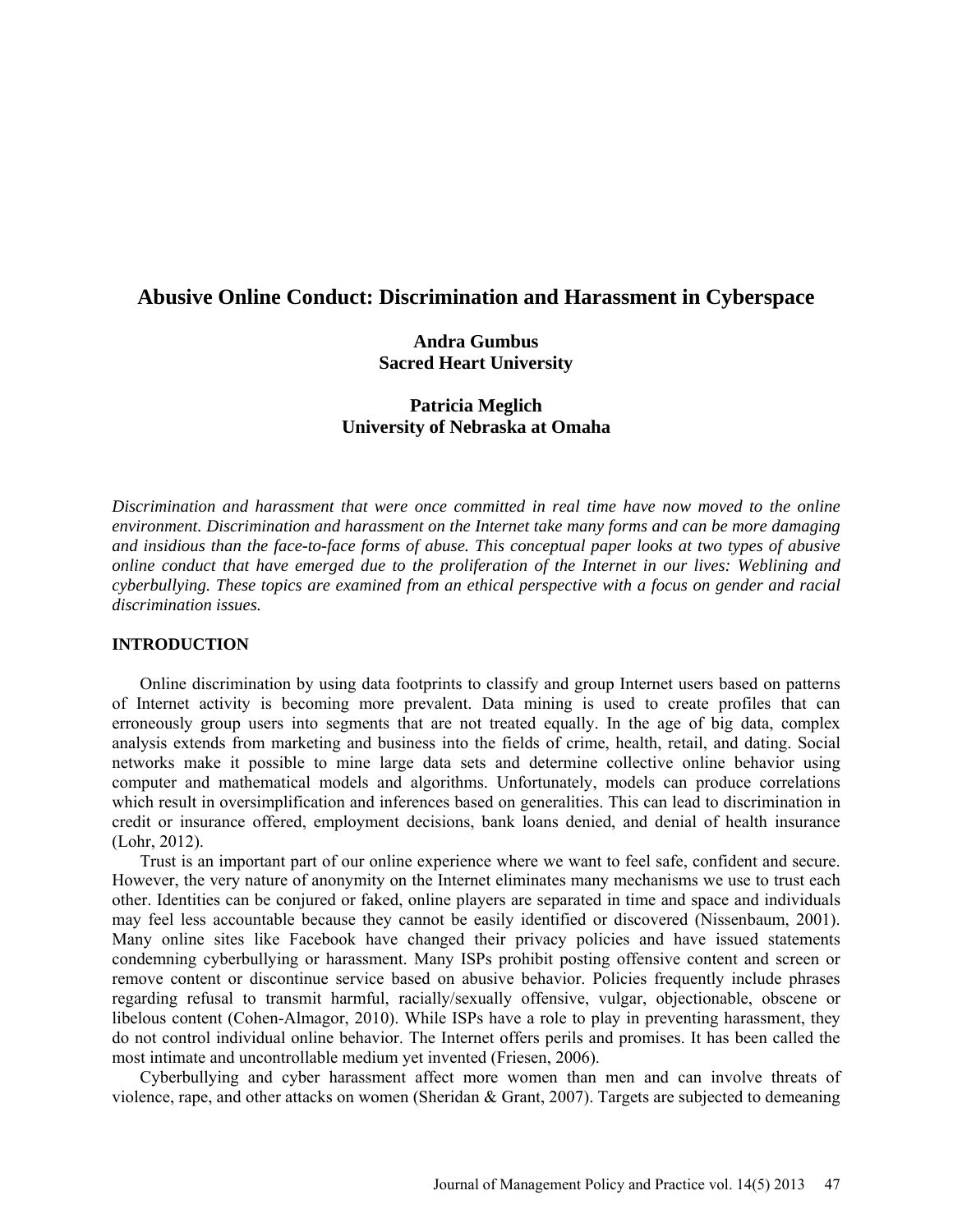# Abusive Online Conduct: Discrimination and Harassment in Cyberspace

**Andra Gumbus**
**Sacred Heart University**

**Patricia Meglich**
**University of Nebraska at Omaha**

*Discrimination and harassment that were once committed in real time have now moved to the online environment. Discrimination and harassment on the Internet take many forms and can be more damaging and insidious than the face-to-face forms of abuse. This conceptual paper looks at two types of abusive online conduct that have emerged due to the proliferation of the Internet in our lives: Weblining and cyberbullying. These topics are examined from an ethical perspective with a focus on gender and racial discrimination issues.*

## INTRODUCTION

Online discrimination by using data footprints to classify and group Internet users based on patterns of Internet activity is becoming more prevalent. Data mining is used to create profiles that can erroneously group users into segments that are not treated equally. In the age of big data, complex analysis extends from marketing and business into the fields of crime, health, retail, and dating. Social networks make it possible to mine large data sets and determine collective online behavior using computer and mathematical models and algorithms. Unfortunately, models can produce correlations which result in oversimplification and inferences based on generalities. This can lead to discrimination in credit or insurance offered, employment decisions, bank loans denied, and denial of health insurance (Lohr, 2012).

Trust is an important part of our online experience where we want to feel safe, confident and secure. However, the very nature of anonymity on the Internet eliminates many mechanisms we use to trust each other. Identities can be conjured or faked, online players are separated in time and space and individuals may feel less accountable because they cannot be easily identified or discovered (Nissenbaum, 2001). Many online sites like Facebook have changed their privacy policies and have issued statements condemning cyberbullying or harassment. Many ISPs prohibit posting offensive content and screen or remove content or discontinue service based on abusive behavior. Policies frequently include phrases regarding refusal to transmit harmful, racially/sexually offensive, vulgar, objectionable, obscene or libelous content (Cohen-Almagor, 2010). While ISPs have a role to play in preventing harassment, they do not control individual online behavior. The Internet offers perils and promises. It has been called the most intimate and uncontrollable medium yet invented (Friesen, 2006).

Cyberbullying and cyber harassment affect more women than men and can involve threats of violence, rape, and other attacks on women (Sheridan & Grant, 2007). Targets are subjected to demeaning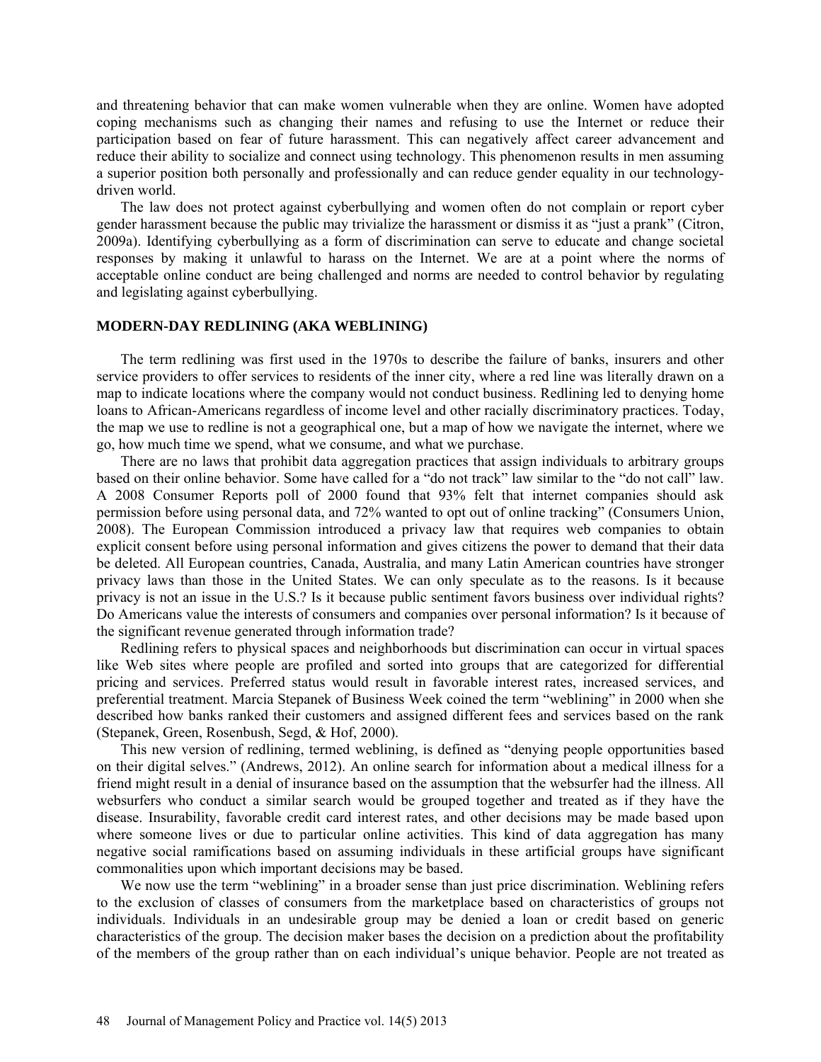and threatening behavior that can make women vulnerable when they are online. Women have adopted coping mechanisms such as changing their names and refusing to use the Internet or reduce their participation based on fear of future harassment. This can negatively affect career advancement and reduce their ability to socialize and connect using technology. This phenomenon results in men assuming a superior position both personally and professionally and can reduce gender equality in our technology-driven world.

The law does not protect against cyberbullying and women often do not complain or report cyber gender harassment because the public may trivialize the harassment or dismiss it as "just a prank" (Citron, 2009a). Identifying cyberbullying as a form of discrimination can serve to educate and change societal responses by making it unlawful to harass on the Internet. We are at a point where the norms of acceptable online conduct are being challenged and norms are needed to control behavior by regulating and legislating against cyberbullying.

## MODERN-DAY REDLINING (AKA WEBLINING)

The term redlining was first used in the 1970s to describe the failure of banks, insurers and other service providers to offer services to residents of the inner city, where a red line was literally drawn on a map to indicate locations where the company would not conduct business. Redlining led to denying home loans to African-Americans regardless of income level and other racially discriminatory practices. Today, the map we use to redline is not a geographical one, but a map of how we navigate the internet, where we go, how much time we spend, what we consume, and what we purchase.

There are no laws that prohibit data aggregation practices that assign individuals to arbitrary groups based on their online behavior. Some have called for a "do not track" law similar to the "do not call" law. A 2008 Consumer Reports poll of 2000 found that 93% felt that internet companies should ask permission before using personal data, and 72% wanted to opt out of online tracking" (Consumers Union, 2008). The European Commission introduced a privacy law that requires web companies to obtain explicit consent before using personal information and gives citizens the power to demand that their data be deleted. All European countries, Canada, Australia, and many Latin American countries have stronger privacy laws than those in the United States. We can only speculate as to the reasons. Is it because privacy is not an issue in the U.S.? Is it because public sentiment favors business over individual rights? Do Americans value the interests of consumers and companies over personal information? Is it because of the significant revenue generated through information trade?

Redlining refers to physical spaces and neighborhoods but discrimination can occur in virtual spaces like Web sites where people are profiled and sorted into groups that are categorized for differential pricing and services. Preferred status would result in favorable interest rates, increased services, and preferential treatment. Marcia Stepanek of Business Week coined the term "weblining" in 2000 when she described how banks ranked their customers and assigned different fees and services based on the rank (Stepanek, Green, Rosenbush, Segd, & Hof, 2000).

This new version of redlining, termed weblining, is defined as "denying people opportunities based on their digital selves." (Andrews, 2012). An online search for information about a medical illness for a friend might result in a denial of insurance based on the assumption that the websurfer had the illness. All websurfers who conduct a similar search would be grouped together and treated as if they have the disease. Insurability, favorable credit card interest rates, and other decisions may be made based upon where someone lives or due to particular online activities. This kind of data aggregation has many negative social ramifications based on assuming individuals in these artificial groups have significant commonalities upon which important decisions may be based.

We now use the term "weblining" in a broader sense than just price discrimination. Weblining refers to the exclusion of classes of consumers from the marketplace based on characteristics of groups not individuals. Individuals in an undesirable group may be denied a loan or credit based on generic characteristics of the group. The decision maker bases the decision on a prediction about the profitability of the members of the group rather than on each individual's unique behavior. People are not treated as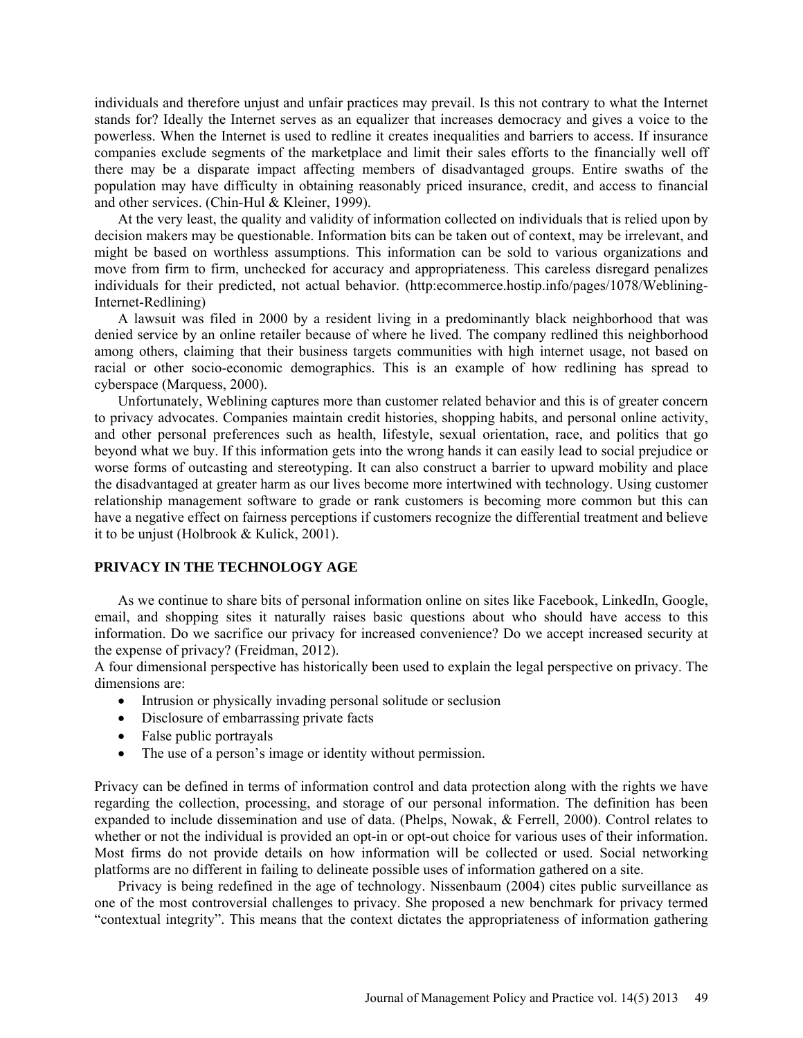individuals and therefore unjust and unfair practices may prevail. Is this not contrary to what the Internet stands for? Ideally the Internet serves as an equalizer that increases democracy and gives a voice to the powerless. When the Internet is used to redline it creates inequalities and barriers to access. If insurance companies exclude segments of the marketplace and limit their sales efforts to the financially well off there may be a disparate impact affecting members of disadvantaged groups. Entire swaths of the population may have difficulty in obtaining reasonably priced insurance, credit, and access to financial and other services. (Chin-Hul & Kleiner, 1999).

At the very least, the quality and validity of information collected on individuals that is relied upon by decision makers may be questionable. Information bits can be taken out of context, may be irrelevant, and might be based on worthless assumptions. This information can be sold to various organizations and move from firm to firm, unchecked for accuracy and appropriateness. This careless disregard penalizes individuals for their predicted, not actual behavior. (http:ecommerce.hostip.info/pages/1078/Weblining-Internet-Redlining)

A lawsuit was filed in 2000 by a resident living in a predominantly black neighborhood that was denied service by an online retailer because of where he lived. The company redlined this neighborhood among others, claiming that their business targets communities with high internet usage, not based on racial or other socio-economic demographics. This is an example of how redlining has spread to cyberspace (Marquess, 2000).

Unfortunately, Weblining captures more than customer related behavior and this is of greater concern to privacy advocates. Companies maintain credit histories, shopping habits, and personal online activity, and other personal preferences such as health, lifestyle, sexual orientation, race, and politics that go beyond what we buy. If this information gets into the wrong hands it can easily lead to social prejudice or worse forms of outcasting and stereotyping. It can also construct a barrier to upward mobility and place the disadvantaged at greater harm as our lives become more intertwined with technology. Using customer relationship management software to grade or rank customers is becoming more common but this can have a negative effect on fairness perceptions if customers recognize the differential treatment and believe it to be unjust (Holbrook & Kulick, 2001).

## PRIVACY IN THE TECHNOLOGY AGE

As we continue to share bits of personal information online on sites like Facebook, LinkedIn, Google, email, and shopping sites it naturally raises basic questions about who should have access to this information. Do we sacrifice our privacy for increased convenience? Do we accept increased security at the expense of privacy? (Freidman, 2012).

A four dimensional perspective has historically been used to explain the legal perspective on privacy. The dimensions are:

- Intrusion or physically invading personal solitude or seclusion
- Disclosure of embarrassing private facts
- False public portrayals
- The use of a person's image or identity without permission.

Privacy can be defined in terms of information control and data protection along with the rights we have regarding the collection, processing, and storage of our personal information. The definition has been expanded to include dissemination and use of data. (Phelps, Nowak, & Ferrell, 2000). Control relates to whether or not the individual is provided an opt-in or opt-out choice for various uses of their information. Most firms do not provide details on how information will be collected or used. Social networking platforms are no different in failing to delineate possible uses of information gathered on a site.

Privacy is being redefined in the age of technology. Nissenbaum (2004) cites public surveillance as one of the most controversial challenges to privacy. She proposed a new benchmark for privacy termed "contextual integrity". This means that the context dictates the appropriateness of information gathering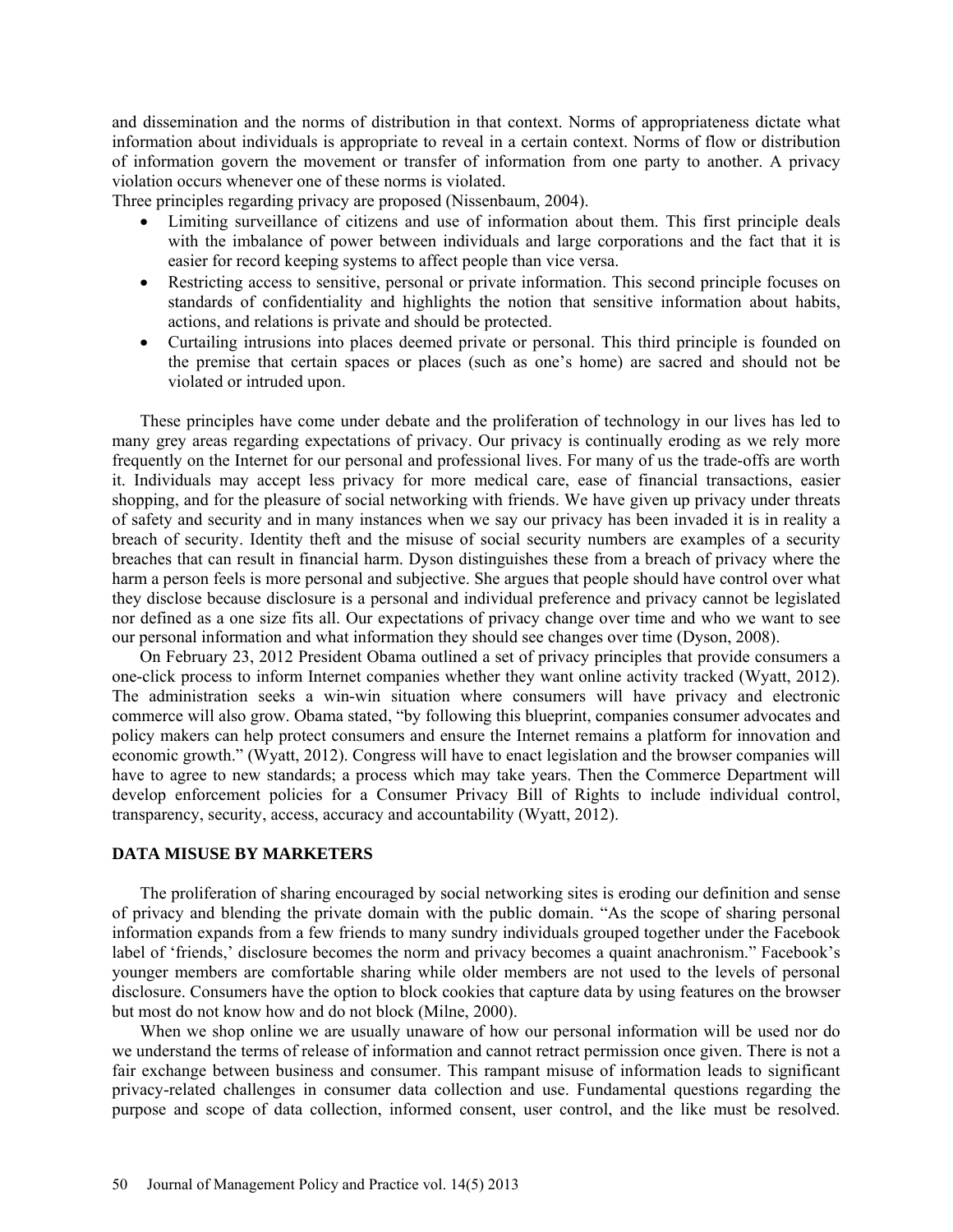and dissemination and the norms of distribution in that context. Norms of appropriateness dictate what information about individuals is appropriate to reveal in a certain context. Norms of flow or distribution of information govern the movement or transfer of information from one party to another. A privacy violation occurs whenever one of these norms is violated.

Three principles regarding privacy are proposed (Nissenbaum, 2004).

- Limiting surveillance of citizens and use of information about them. This first principle deals with the imbalance of power between individuals and large corporations and the fact that it is easier for record keeping systems to affect people than vice versa.
- Restricting access to sensitive, personal or private information. This second principle focuses on standards of confidentiality and highlights the notion that sensitive information about habits, actions, and relations is private and should be protected.
- Curtailing intrusions into places deemed private or personal. This third principle is founded on the premise that certain spaces or places (such as one's home) are sacred and should not be violated or intruded upon.

These principles have come under debate and the proliferation of technology in our lives has led to many grey areas regarding expectations of privacy. Our privacy is continually eroding as we rely more frequently on the Internet for our personal and professional lives. For many of us the trade-offs are worth it. Individuals may accept less privacy for more medical care, ease of financial transactions, easier shopping, and for the pleasure of social networking with friends. We have given up privacy under threats of safety and security and in many instances when we say our privacy has been invaded it is in reality a breach of security. Identity theft and the misuse of social security numbers are examples of a security breaches that can result in financial harm. Dyson distinguishes these from a breach of privacy where the harm a person feels is more personal and subjective. She argues that people should have control over what they disclose because disclosure is a personal and individual preference and privacy cannot be legislated nor defined as a one size fits all. Our expectations of privacy change over time and who we want to see our personal information and what information they should see changes over time (Dyson, 2008).

On February 23, 2012 President Obama outlined a set of privacy principles that provide consumers a one-click process to inform Internet companies whether they want online activity tracked (Wyatt, 2012). The administration seeks a win-win situation where consumers will have privacy and electronic commerce will also grow. Obama stated, "by following this blueprint, companies consumer advocates and policy makers can help protect consumers and ensure the Internet remains a platform for innovation and economic growth." (Wyatt, 2012). Congress will have to enact legislation and the browser companies will have to agree to new standards; a process which may take years. Then the Commerce Department will develop enforcement policies for a Consumer Privacy Bill of Rights to include individual control, transparency, security, access, accuracy and accountability (Wyatt, 2012).

## DATA MISUSE BY MARKETERS

The proliferation of sharing encouraged by social networking sites is eroding our definition and sense of privacy and blending the private domain with the public domain. "As the scope of sharing personal information expands from a few friends to many sundry individuals grouped together under the Facebook label of 'friends,' disclosure becomes the norm and privacy becomes a quaint anachronism." Facebook's younger members are comfortable sharing while older members are not used to the levels of personal disclosure. Consumers have the option to block cookies that capture data by using features on the browser but most do not know how and do not block (Milne, 2000).

When we shop online we are usually unaware of how our personal information will be used nor do we understand the terms of release of information and cannot retract permission once given. There is not a fair exchange between business and consumer. This rampant misuse of information leads to significant privacy-related challenges in consumer data collection and use. Fundamental questions regarding the purpose and scope of data collection, informed consent, user control, and the like must be resolved.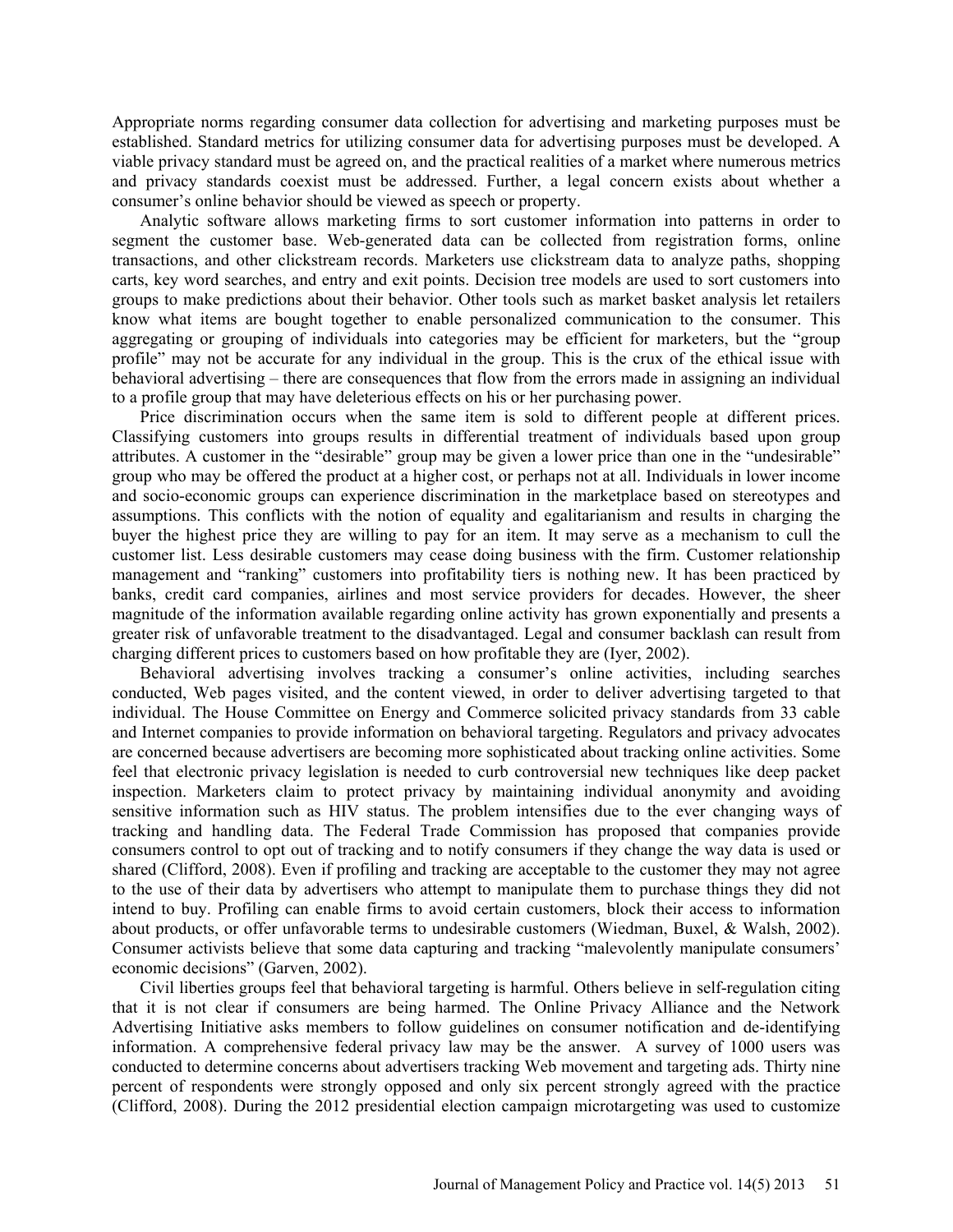Appropriate norms regarding consumer data collection for advertising and marketing purposes must be established. Standard metrics for utilizing consumer data for advertising purposes must be developed. A viable privacy standard must be agreed on, and the practical realities of a market where numerous metrics and privacy standards coexist must be addressed. Further, a legal concern exists about whether a consumer's online behavior should be viewed as speech or property.

Analytic software allows marketing firms to sort customer information into patterns in order to segment the customer base. Web-generated data can be collected from registration forms, online transactions, and other clickstream records. Marketers use clickstream data to analyze paths, shopping carts, key word searches, and entry and exit points. Decision tree models are used to sort customers into groups to make predictions about their behavior. Other tools such as market basket analysis let retailers know what items are bought together to enable personalized communication to the consumer. This aggregating or grouping of individuals into categories may be efficient for marketers, but the "group profile" may not be accurate for any individual in the group. This is the crux of the ethical issue with behavioral advertising – there are consequences that flow from the errors made in assigning an individual to a profile group that may have deleterious effects on his or her purchasing power.

Price discrimination occurs when the same item is sold to different people at different prices. Classifying customers into groups results in differential treatment of individuals based upon group attributes. A customer in the "desirable" group may be given a lower price than one in the "undesirable" group who may be offered the product at a higher cost, or perhaps not at all. Individuals in lower income and socio-economic groups can experience discrimination in the marketplace based on stereotypes and assumptions. This conflicts with the notion of equality and egalitarianism and results in charging the buyer the highest price they are willing to pay for an item. It may serve as a mechanism to cull the customer list. Less desirable customers may cease doing business with the firm. Customer relationship management and "ranking" customers into profitability tiers is nothing new. It has been practiced by banks, credit card companies, airlines and most service providers for decades. However, the sheer magnitude of the information available regarding online activity has grown exponentially and presents a greater risk of unfavorable treatment to the disadvantaged. Legal and consumer backlash can result from charging different prices to customers based on how profitable they are (Iyer, 2002).

Behavioral advertising involves tracking a consumer's online activities, including searches conducted, Web pages visited, and the content viewed, in order to deliver advertising targeted to that individual. The House Committee on Energy and Commerce solicited privacy standards from 33 cable and Internet companies to provide information on behavioral targeting. Regulators and privacy advocates are concerned because advertisers are becoming more sophisticated about tracking online activities. Some feel that electronic privacy legislation is needed to curb controversial new techniques like deep packet inspection. Marketers claim to protect privacy by maintaining individual anonymity and avoiding sensitive information such as HIV status. The problem intensifies due to the ever changing ways of tracking and handling data. The Federal Trade Commission has proposed that companies provide consumers control to opt out of tracking and to notify consumers if they change the way data is used or shared (Clifford, 2008). Even if profiling and tracking are acceptable to the customer they may not agree to the use of their data by advertisers who attempt to manipulate them to purchase things they did not intend to buy. Profiling can enable firms to avoid certain customers, block their access to information about products, or offer unfavorable terms to undesirable customers (Wiedman, Buxel, & Walsh, 2002). Consumer activists believe that some data capturing and tracking "malevolently manipulate consumers' economic decisions" (Garven, 2002).

Civil liberties groups feel that behavioral targeting is harmful. Others believe in self-regulation citing that it is not clear if consumers are being harmed. The Online Privacy Alliance and the Network Advertising Initiative asks members to follow guidelines on consumer notification and de-identifying information. A comprehensive federal privacy law may be the answer. A survey of 1000 users was conducted to determine concerns about advertisers tracking Web movement and targeting ads. Thirty nine percent of respondents were strongly opposed and only six percent strongly agreed with the practice (Clifford, 2008). During the 2012 presidential election campaign microtargeting was used to customize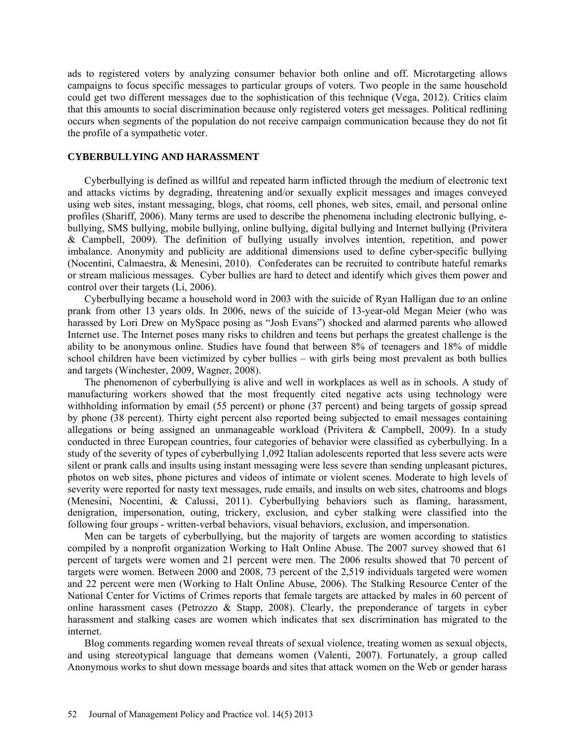ads to registered voters by analyzing consumer behavior both online and off. Microtargeting allows campaigns to focus specific messages to particular groups of voters. Two people in the same household could get two different messages due to the sophistication of this technique (Vega, 2012). Critics claim that this amounts to social discrimination because only registered voters get messages. Political redlining occurs when segments of the population do not receive campaign communication because they do not fit the profile of a sympathetic voter.

## CYBERBULLYING AND HARASSMENT

Cyberbullying is defined as willful and repeated harm inflicted through the medium of electronic text and attacks victims by degrading, threatening and/or sexually explicit messages and images conveyed using web sites, instant messaging, blogs, chat rooms, cell phones, web sites, email, and personal online profiles (Shariff, 2006). Many terms are used to describe the phenomena including electronic bullying, e-bullying, SMS bullying, mobile bullying, online bullying, digital bullying and Internet bullying (Privitera & Campbell, 2009). The definition of bullying usually involves intention, repetition, and power imbalance. Anonymity and publicity are additional dimensions used to define cyber-specific bullying (Nocentini, Calmaestra, & Menesini, 2010). Confederates can be recruited to contribute hateful remarks or stream malicious messages. Cyber bullies are hard to detect and identify which gives them power and control over their targets (Li, 2006).

Cyberbullying became a household word in 2003 with the suicide of Ryan Halligan due to an online prank from other 13 years olds. In 2006, news of the suicide of 13-year-old Megan Meier (who was harassed by Lori Drew on MySpace posing as "Josh Evans") shocked and alarmed parents who allowed Internet use. The Internet poses many risks to children and teens but perhaps the greatest challenge is the ability to be anonymous online. Studies have found that between 8% of teenagers and 18% of middle school children have been victimized by cyber bullies – with girls being most prevalent as both bullies and targets (Winchester, 2009, Wagner, 2008).

The phenomenon of cyberbullying is alive and well in workplaces as well as in schools. A study of manufacturing workers showed that the most frequently cited negative acts using technology were withholding information by email (55 percent) or phone (37 percent) and being targets of gossip spread by phone (38 percent). Thirty eight percent also reported being subjected to email messages containing allegations or being assigned an unmanageable workload (Privitera & Campbell, 2009). In a study conducted in three European countries, four categories of behavior were classified as cyberbullying. In a study of the severity of types of cyberbullying 1,092 Italian adolescents reported that less severe acts were silent or prank calls and insults using instant messaging were less severe than sending unpleasant pictures, photos on web sites, phone pictures and videos of intimate or violent scenes. Moderate to high levels of severity were reported for nasty text messages, rude emails, and insults on web sites, chatrooms and blogs (Menesini, Nocentini, & Calussi, 2011). Cyberbullying behaviors such as flaming, harassment, denigration, impersonation, outing, trickery, exclusion, and cyber stalking were classified into the following four groups - written-verbal behaviors, visual behaviors, exclusion, and impersonation.

Men can be targets of cyberbullying, but the majority of targets are women according to statistics compiled by a nonprofit organization Working to Halt Online Abuse. The 2007 survey showed that 61 percent of targets were women and 21 percent were men. The 2006 results showed that 70 percent of targets were women. Between 2000 and 2008, 73 percent of the 2,519 individuals targeted were women and 22 percent were men (Working to Halt Online Abuse, 2006). The Stalking Resource Center of the National Center for Victims of Crimes reports that female targets are attacked by males in 60 percent of online harassment cases (Petrozzo & Stapp, 2008). Clearly, the preponderance of targets in cyber harassment and stalking cases are women which indicates that sex discrimination has migrated to the internet.

Blog comments regarding women reveal threats of sexual violence, treating women as sexual objects, and using stereotypical language that demeans women (Valenti, 2007). Fortunately, a group called Anonymous works to shut down message boards and sites that attack women on the Web or gender harass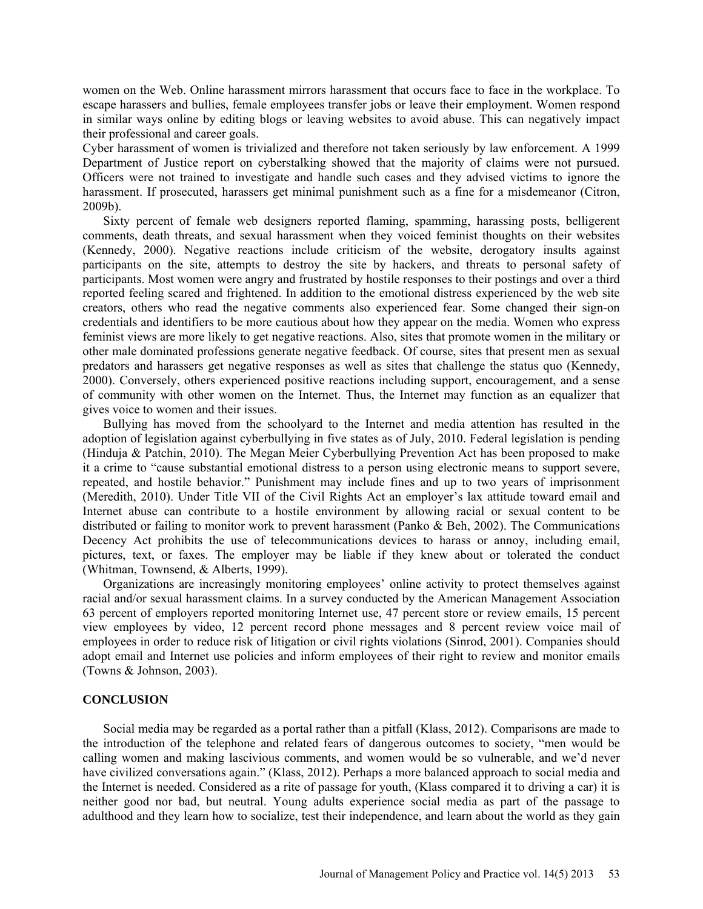women on the Web. Online harassment mirrors harassment that occurs face to face in the workplace. To escape harassers and bullies, female employees transfer jobs or leave their employment. Women respond in similar ways online by editing blogs or leaving websites to avoid abuse. This can negatively impact their professional and career goals.

Cyber harassment of women is trivialized and therefore not taken seriously by law enforcement. A 1999 Department of Justice report on cyberstalking showed that the majority of claims were not pursued. Officers were not trained to investigate and handle such cases and they advised victims to ignore the harassment. If prosecuted, harassers get minimal punishment such as a fine for a misdemeanor (Citron, 2009b).

Sixty percent of female web designers reported flaming, spamming, harassing posts, belligerent comments, death threats, and sexual harassment when they voiced feminist thoughts on their websites (Kennedy, 2000). Negative reactions include criticism of the website, derogatory insults against participants on the site, attempts to destroy the site by hackers, and threats to personal safety of participants. Most women were angry and frustrated by hostile responses to their postings and over a third reported feeling scared and frightened. In addition to the emotional distress experienced by the web site creators, others who read the negative comments also experienced fear. Some changed their sign-on credentials and identifiers to be more cautious about how they appear on the media. Women who express feminist views are more likely to get negative reactions. Also, sites that promote women in the military or other male dominated professions generate negative feedback. Of course, sites that present men as sexual predators and harassers get negative responses as well as sites that challenge the status quo (Kennedy, 2000). Conversely, others experienced positive reactions including support, encouragement, and a sense of community with other women on the Internet. Thus, the Internet may function as an equalizer that gives voice to women and their issues.

Bullying has moved from the schoolyard to the Internet and media attention has resulted in the adoption of legislation against cyberbullying in five states as of July, 2010. Federal legislation is pending (Hinduja & Patchin, 2010). The Megan Meier Cyberbullying Prevention Act has been proposed to make it a crime to "cause substantial emotional distress to a person using electronic means to support severe, repeated, and hostile behavior." Punishment may include fines and up to two years of imprisonment (Meredith, 2010). Under Title VII of the Civil Rights Act an employer's lax attitude toward email and Internet abuse can contribute to a hostile environment by allowing racial or sexual content to be distributed or failing to monitor work to prevent harassment (Panko & Beh, 2002). The Communications Decency Act prohibits the use of telecommunications devices to harass or annoy, including email, pictures, text, or faxes. The employer may be liable if they knew about or tolerated the conduct (Whitman, Townsend, & Alberts, 1999).

Organizations are increasingly monitoring employees' online activity to protect themselves against racial and/or sexual harassment claims. In a survey conducted by the American Management Association 63 percent of employers reported monitoring Internet use, 47 percent store or review emails, 15 percent view employees by video, 12 percent record phone messages and 8 percent review voice mail of employees in order to reduce risk of litigation or civil rights violations (Sinrod, 2001). Companies should adopt email and Internet use policies and inform employees of their right to review and monitor emails (Towns & Johnson, 2003).

## CONCLUSION

Social media may be regarded as a portal rather than a pitfall (Klass, 2012). Comparisons are made to the introduction of the telephone and related fears of dangerous outcomes to society, "men would be calling women and making lascivious comments, and women would be so vulnerable, and we'd never have civilized conversations again." (Klass, 2012). Perhaps a more balanced approach to social media and the Internet is needed. Considered as a rite of passage for youth, (Klass compared it to driving a car) it is neither good nor bad, but neutral. Young adults experience social media as part of the passage to adulthood and they learn how to socialize, test their independence, and learn about the world as they gain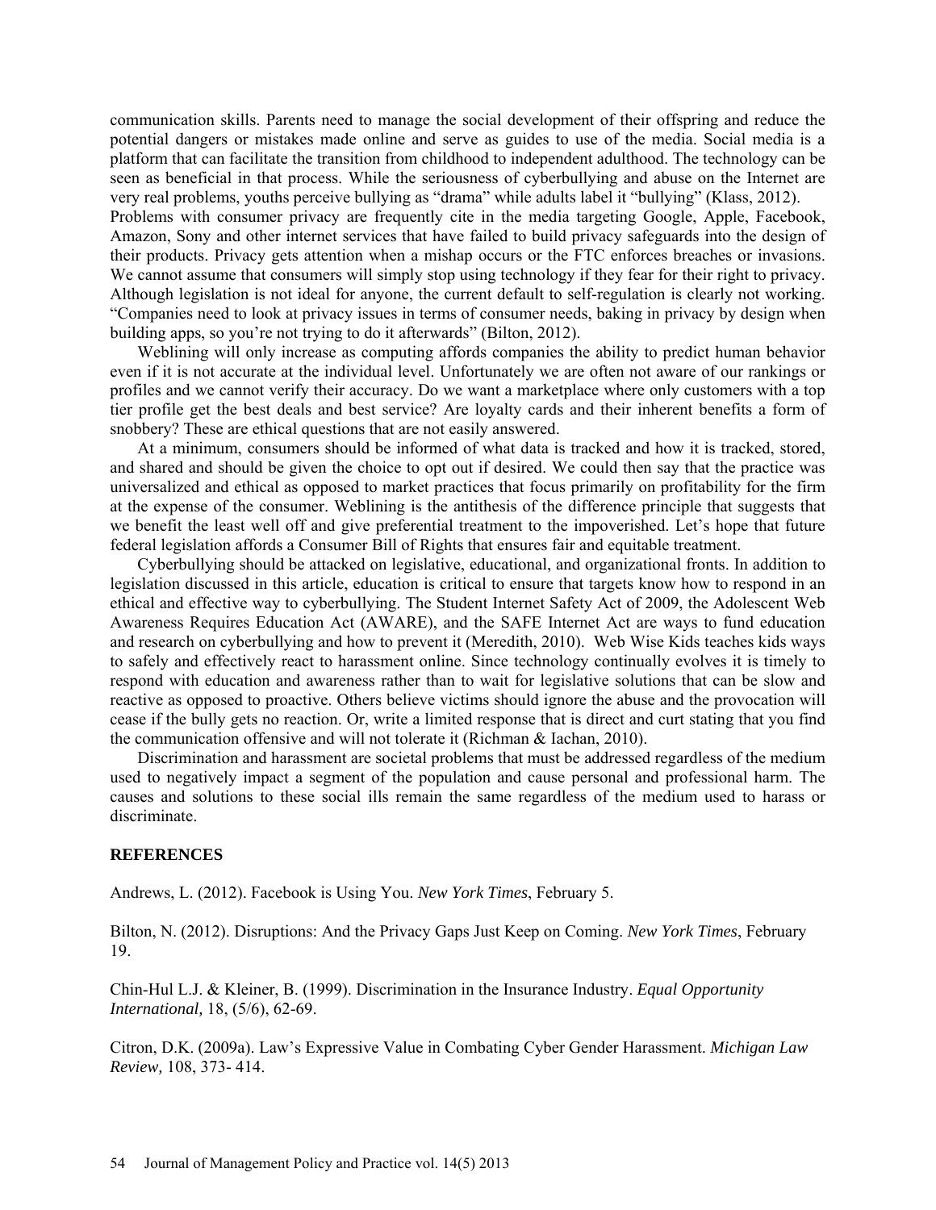communication skills. Parents need to manage the social development of their offspring and reduce the potential dangers or mistakes made online and serve as guides to use of the media. Social media is a platform that can facilitate the transition from childhood to independent adulthood. The technology can be seen as beneficial in that process. While the seriousness of cyberbullying and abuse on the Internet are very real problems, youths perceive bullying as "drama" while adults label it "bullying" (Klass, 2012).

Problems with consumer privacy are frequently cite in the media targeting Google, Apple, Facebook, Amazon, Sony and other internet services that have failed to build privacy safeguards into the design of their products. Privacy gets attention when a mishap occurs or the FTC enforces breaches or invasions. We cannot assume that consumers will simply stop using technology if they fear for their right to privacy. Although legislation is not ideal for anyone, the current default to self-regulation is clearly not working. "Companies need to look at privacy issues in terms of consumer needs, baking in privacy by design when building apps, so you're not trying to do it afterwards" (Bilton, 2012).

Weblining will only increase as computing affords companies the ability to predict human behavior even if it is not accurate at the individual level. Unfortunately we are often not aware of our rankings or profiles and we cannot verify their accuracy. Do we want a marketplace where only customers with a top tier profile get the best deals and best service? Are loyalty cards and their inherent benefits a form of snobbery? These are ethical questions that are not easily answered.

At a minimum, consumers should be informed of what data is tracked and how it is tracked, stored, and shared and should be given the choice to opt out if desired. We could then say that the practice was universalized and ethical as opposed to market practices that focus primarily on profitability for the firm at the expense of the consumer. Weblining is the antithesis of the difference principle that suggests that we benefit the least well off and give preferential treatment to the impoverished. Let's hope that future federal legislation affords a Consumer Bill of Rights that ensures fair and equitable treatment.

Cyberbullying should be attacked on legislative, educational, and organizational fronts. In addition to legislation discussed in this article, education is critical to ensure that targets know how to respond in an ethical and effective way to cyberbullying. The Student Internet Safety Act of 2009, the Adolescent Web Awareness Requires Education Act (AWARE), and the SAFE Internet Act are ways to fund education and research on cyberbullying and how to prevent it (Meredith, 2010). Web Wise Kids teaches kids ways to safely and effectively react to harassment online. Since technology continually evolves it is timely to respond with education and awareness rather than to wait for legislative solutions that can be slow and reactive as opposed to proactive. Others believe victims should ignore the abuse and the provocation will cease if the bully gets no reaction. Or, write a limited response that is direct and curt stating that you find the communication offensive and will not tolerate it (Richman & Iachan, 2010).

Discrimination and harassment are societal problems that must be addressed regardless of the medium used to negatively impact a segment of the population and cause personal and professional harm. The causes and solutions to these social ills remain the same regardless of the medium used to harass or discriminate.

## REFERENCES

Andrews, L. (2012). Facebook is Using You. *New York Times*, February 5.

Bilton, N. (2012). Disruptions: And the Privacy Gaps Just Keep on Coming. *New York Times*, February 19.

Chin-Hul L.J. & Kleiner, B. (1999). Discrimination in the Insurance Industry. *Equal Opportunity International,* 18, (5/6), 62-69.

Citron, D.K. (2009a). Law's Expressive Value in Combating Cyber Gender Harassment. *Michigan Law Review,* 108, 373- 414.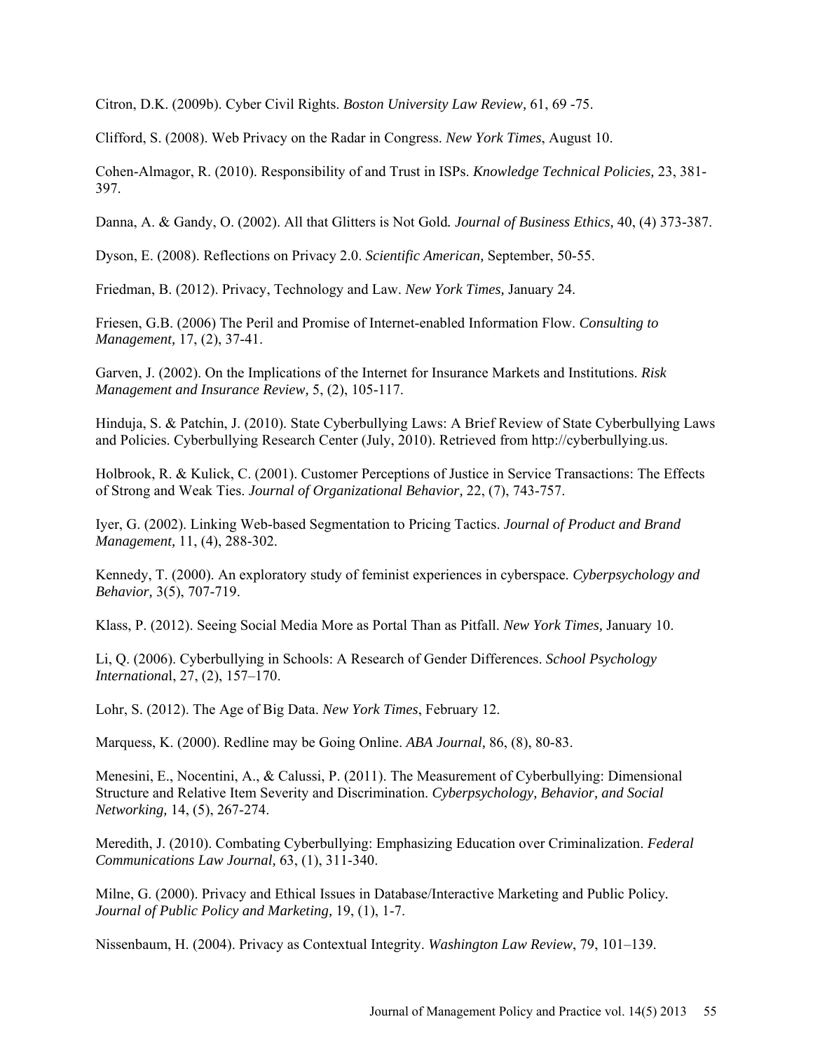Citron, D.K. (2009b). Cyber Civil Rights. *Boston University Law Review,* 61, 69 -75.

Clifford, S. (2008). Web Privacy on the Radar in Congress. *New York Times*, August 10.

Cohen-Almagor, R. (2010). Responsibility of and Trust in ISPs. *Knowledge Technical Policies,* 23, 381-397.

Danna, A. & Gandy, O. (2002). All that Glitters is Not Gold*. Journal of Business Ethics,* 40, (4) 373-387.

Dyson, E. (2008). Reflections on Privacy 2.0. *Scientific American,* September, 50-55.

Friedman, B. (2012). Privacy, Technology and Law. *New York Times,* January 24.

Friesen, G.B. (2006) The Peril and Promise of Internet-enabled Information Flow. *Consulting to Management,* 17, (2), 37-41.

Garven, J. (2002). On the Implications of the Internet for Insurance Markets and Institutions. *Risk Management and Insurance Review,* 5, (2), 105-117.

Hinduja, S. & Patchin, J. (2010). State Cyberbullying Laws: A Brief Review of State Cyberbullying Laws and Policies. Cyberbullying Research Center (July, 2010). Retrieved from http://cyberbullying.us.

Holbrook, R. & Kulick, C. (2001). Customer Perceptions of Justice in Service Transactions: The Effects of Strong and Weak Ties. *Journal of Organizational Behavior,* 22, (7), 743-757.

Iyer, G. (2002). Linking Web-based Segmentation to Pricing Tactics. *Journal of Product and Brand Management,* 11, (4), 288-302.

Kennedy, T. (2000). An exploratory study of feminist experiences in cyberspace. *Cyberpsychology and Behavior,* 3(5), 707-719.

Klass, P. (2012). Seeing Social Media More as Portal Than as Pitfall. *New York Times,* January 10.

Li, Q. (2006). Cyberbullying in Schools: A Research of Gender Differences. *School Psychology Internationa*l, 27, (2), 157–170.

Lohr, S. (2012). The Age of Big Data. *New York Times*, February 12.

Marquess, K. (2000). Redline may be Going Online. *ABA Journal,* 86, (8), 80-83.

Menesini, E., Nocentini, A., & Calussi, P. (2011). The Measurement of Cyberbullying: Dimensional Structure and Relative Item Severity and Discrimination. *Cyberpsychology, Behavior, and Social Networking,* 14, (5), 267-274.

Meredith, J. (2010). Combating Cyberbullying: Emphasizing Education over Criminalization. *Federal Communications Law Journal,* 63, (1), 311-340.

Milne, G. (2000). Privacy and Ethical Issues in Database/Interactive Marketing and Public Policy. *Journal of Public Policy and Marketing,* 19, (1), 1-7.

Nissenbaum, H. (2004). Privacy as Contextual Integrity. *Washington Law Review*, 79, 101–139.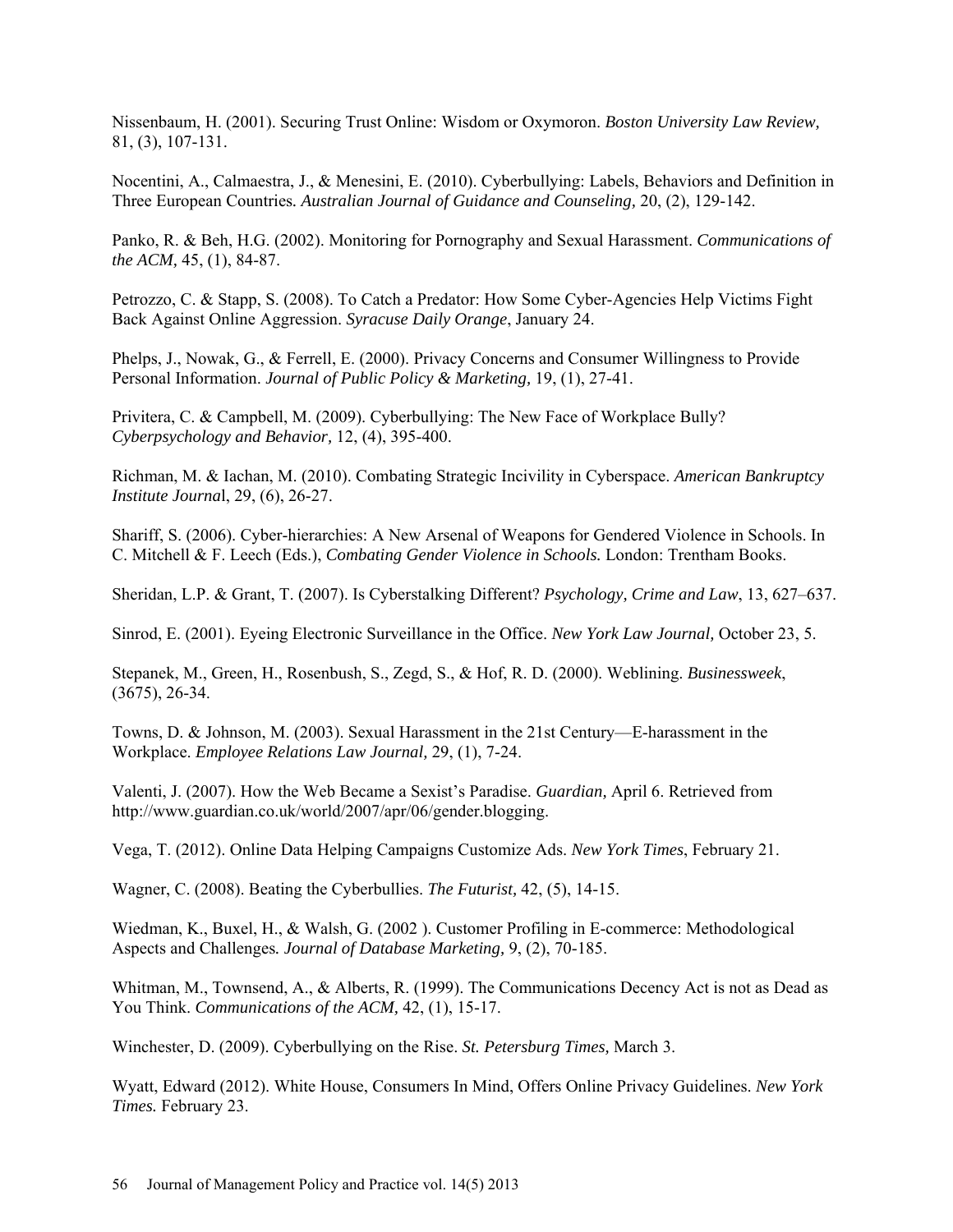Nissenbaum, H. (2001). Securing Trust Online: Wisdom or Oxymoron. *Boston University Law Review,* 81, (3), 107-131.

Nocentini, A., Calmaestra, J., & Menesini, E. (2010). Cyberbullying: Labels, Behaviors and Definition in Three European Countries*. Australian Journal of Guidance and Counseling,* 20, (2), 129-142.

Panko, R. & Beh, H.G. (2002). Monitoring for Pornography and Sexual Harassment. *Communications of the ACM,* 45, (1), 84-87.

Petrozzo, C. & Stapp, S. (2008). To Catch a Predator: How Some Cyber-Agencies Help Victims Fight Back Against Online Aggression. *Syracuse Daily Orange*, January 24.

Phelps, J., Nowak, G., & Ferrell, E. (2000). Privacy Concerns and Consumer Willingness to Provide Personal Information. *Journal of Public Policy & Marketing,* 19, (1), 27-41.

Privitera, C. & Campbell, M. (2009). Cyberbullying: The New Face of Workplace Bully? *Cyberpsychology and Behavior,* 12, (4), 395-400.

Richman, M. & Iachan, M. (2010). Combating Strategic Incivility in Cyberspace. *American Bankruptcy Institute Journa*l, 29, (6), 26-27.

Shariff, S. (2006). Cyber-hierarchies: A New Arsenal of Weapons for Gendered Violence in Schools. In C. Mitchell & F. Leech (Eds.), *Combating Gender Violence in Schools.* London: Trentham Books.

Sheridan, L.P. & Grant, T. (2007). Is Cyberstalking Different? *Psychology, Crime and Law*, 13, 627–637.

Sinrod, E. (2001). Eyeing Electronic Surveillance in the Office. *New York Law Journal,* October 23, 5.

Stepanek, M., Green, H., Rosenbush, S., Zegd, S., & Hof, R. D. (2000). Weblining. *Businessweek*, (3675), 26-34.

Towns, D. & Johnson, M. (2003). Sexual Harassment in the 21st Century—E-harassment in the Workplace. *Employee Relations Law Journal,* 29, (1), 7-24.

Valenti, J. (2007). How the Web Became a Sexist's Paradise. *Guardian,* April 6. Retrieved from http://www.guardian.co.uk/world/2007/apr/06/gender.blogging.

Vega, T. (2012). Online Data Helping Campaigns Customize Ads. *New York Times*, February 21.

Wagner, C. (2008). Beating the Cyberbullies. *The Futurist,* 42, (5), 14-15.

Wiedman, K., Buxel, H., & Walsh, G. (2002 ). Customer Profiling in E-commerce: Methodological Aspects and Challenges*. Journal of Database Marketing,* 9, (2), 70-185.

Whitman, M., Townsend, A., & Alberts, R. (1999). The Communications Decency Act is not as Dead as You Think. *Communications of the ACM,* 42, (1), 15-17.

Winchester, D. (2009). Cyberbullying on the Rise. *St. Petersburg Times,* March 3.

Wyatt, Edward (2012). White House, Consumers In Mind, Offers Online Privacy Guidelines. *New York Times.* February 23.